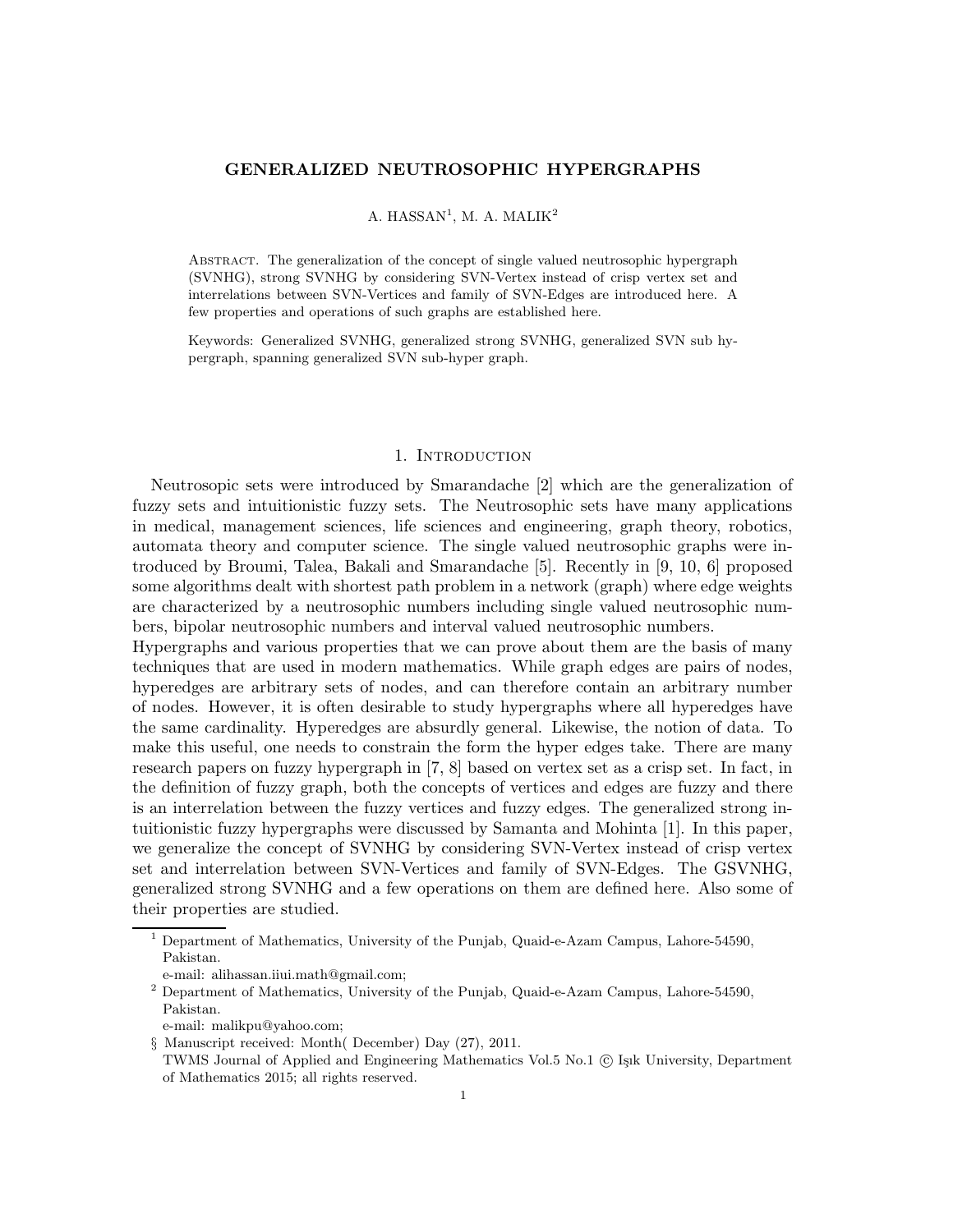# GENERALIZED NEUTROSOPHIC HYPERGRAPHS

A. HASSAN[1], M. A. MALIK[2]

Abstract. The generalization of the concept of single valued neutrosophic hypergraph (SVNHG), strong SVNHG by considering SVN-Vertex instead of crisp vertex set and interrelations between SVN-Vertices and family of SVN-Edges are introduced here. A few properties and operations of such graphs are established here.

Keywords: Generalized SVNHG, generalized strong SVNHG, generalized SVN sub hypergraph, spanning generalized SVN sub-hyper graph.

## 1. Introduction

Neutrosopic sets were introduced by Smarandache [2] which are the generalization of fuzzy sets and intuitionistic fuzzy sets. The Neutrosophic sets have many applications in medical, management sciences, life sciences and engineering, graph theory, robotics, automata theory and computer science. The single valued neutrosophic graphs were introduced by Broumi, Talea, Bakali and Smarandache [5]. Recently in [9, 10, 6] proposed some algorithms dealt with shortest path problem in a network (graph) where edge weights are characterized by a neutrosophic numbers including single valued neutrosophic numbers, bipolar neutrosophic numbers and interval valued neutrosophic numbers.
Hypergraphs and various properties that we can prove about them are the basis of many techniques that are used in modern mathematics. While graph edges are pairs of nodes, hyperedges are arbitrary sets of nodes, and can therefore contain an arbitrary number of nodes. However, it is often desirable to study hypergraphs where all hyperedges have the same cardinality. Hyperedges are absurdly general. Likewise, the notion of data. To make this useful, one needs to constrain the form the hyper edges take. There are many research papers on fuzzy hypergraph in [7, 8] based on vertex set as a crisp set. In fact, in the definition of fuzzy graph, both the concepts of vertices and edges are fuzzy and there is an interrelation between the fuzzy vertices and fuzzy edges. The generalized strong intuitionistic fuzzy hypergraphs were discussed by Samanta and Mohinta [1]. In this paper, we generalize the concept of SVNHG by considering SVN-Vertex instead of crisp vertex set and interrelation between SVN-Vertices and family of SVN-Edges. The GSVNHG, generalized strong SVNHG and a few operations on them are defined here. Also some of their properties are studied.

---

[1] Department of Mathematics, University of the Punjab, Quaid-e-Azam Campus, Lahore-54590, Pakistan.
e-mail: alihassan.iiui.math@gmail.com;

[2] Department of Mathematics, University of the Punjab, Quaid-e-Azam Campus, Lahore-54590, Pakistan.
e-mail: malikpu@yahoo.com;

§ Manuscript received: Month( December) Day (27), 2011.
TWMS Journal of Applied and Engineering Mathematics Vol.5 No.1 © Işık University, Department of Mathematics 2015; all rights reserved.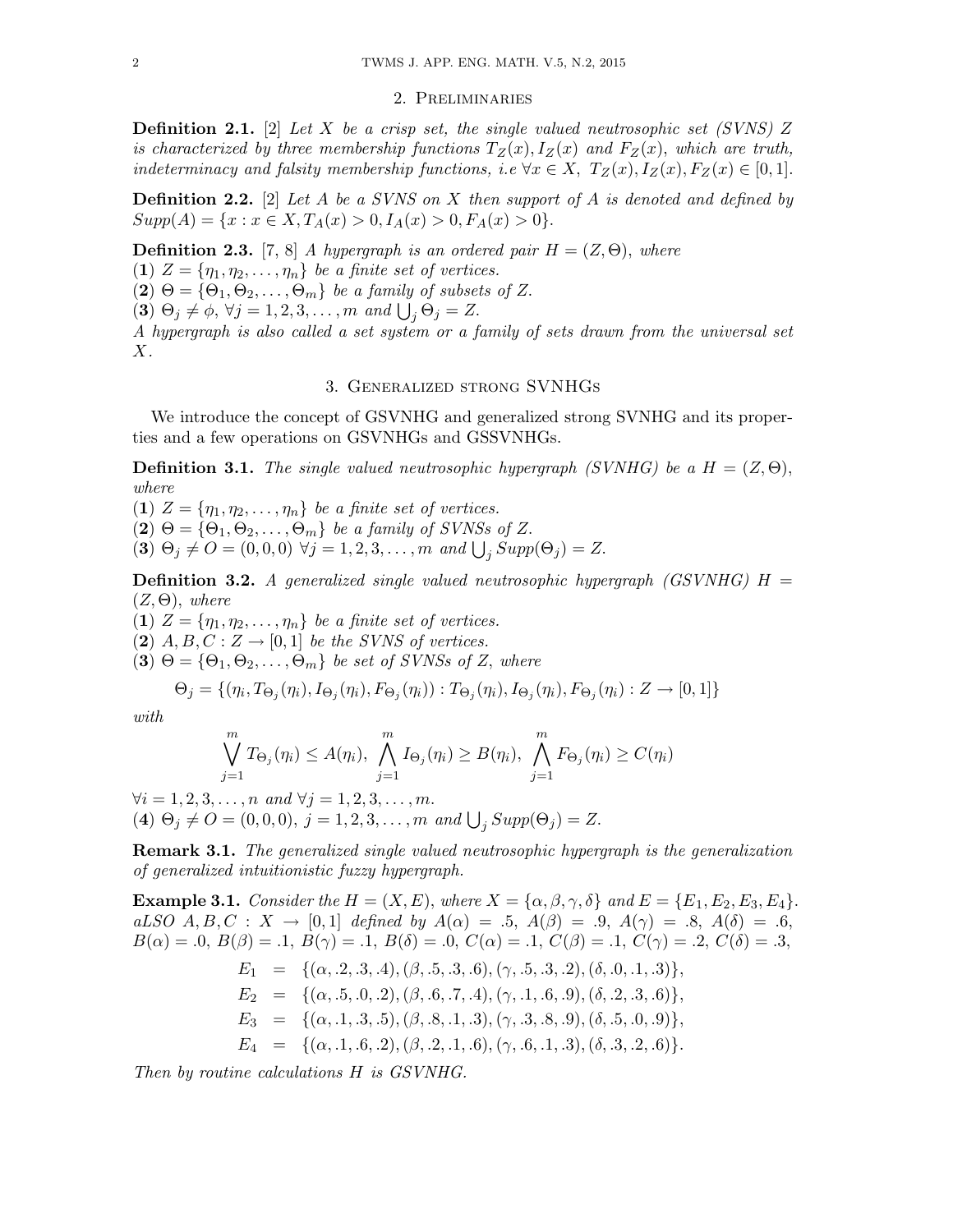## 2. Preliminaries

**Definition 2.1.** [2] *Let $X$ be a crisp set, the single valued neutrosophic set (SVNS) $Z$ is characterized by three membership functions $T_Z(x), I_Z(x)$ and $F_Z(x)$, which are truth, indeterminacy and falsity membership functions, i.e $\forall x \in X,\ T_Z(x), I_Z(x), F_Z(x) \in [0,1]$.*

**Definition 2.2.** [2] *Let $A$ be a SVNS on $X$ then support of $A$ is denoted and defined by $Supp(A) = \{x : x \in X, T_A(x) > 0, I_A(x) > 0, F_A(x) > 0\}$.*

**Definition 2.3.** [7, 8] *A hypergraph is an ordered pair $H = (Z, \Theta)$, where*
**(1)** *$Z = \{\eta_1, \eta_2, \ldots, \eta_n\}$ be a finite set of vertices.*
**(2)** *$\Theta = \{\Theta_1, \Theta_2, \ldots, \Theta_m\}$ be a family of subsets of $Z$.*
**(3)** *$\Theta_j \neq \phi$, $\forall j = 1, 2, 3, \ldots, m$ and $\bigcup_j \Theta_j = Z$.*
*A hypergraph is also called a set system or a family of sets drawn from the universal set $X$.*

## 3. Generalized strong SVNHGs

We introduce the concept of GSVNHG and generalized strong SVNHG and its properties and a few operations on GSVNHGs and GSSVNHGs.

**Definition 3.1.** *The single valued neutrosophic hypergraph (SVNHG) be a $H = (Z, \Theta)$, where*
**(1)** *$Z = \{\eta_1, \eta_2, \ldots, \eta_n\}$ be a finite set of vertices.*
**(2)** *$\Theta = \{\Theta_1, \Theta_2, \ldots, \Theta_m\}$ be a family of SVNSs of $Z$.*
**(3)** *$\Theta_j \neq O = (0,0,0)$ $\forall j = 1, 2, 3, \ldots, m$ and $\bigcup_j Supp(\Theta_j) = Z$.*

**Definition 3.2.** *A generalized single valued neutrosophic hypergraph (GSVNHG) $H = (Z, \Theta)$, where*
**(1)** *$Z = \{\eta_1, \eta_2, \ldots, \eta_n\}$ be a finite set of vertices.*
**(2)** *$A, B, C : Z \to [0,1]$ be the SVNS of vertices.*
**(3)** *$\Theta = \{\Theta_1, \Theta_2, \ldots, \Theta_m\}$ be set of SVNSs of $Z$, where*

$$\Theta_j = \{(\eta_i, T_{\Theta_j}(\eta_i), I_{\Theta_j}(\eta_i), F_{\Theta_j}(\eta_i)) : T_{\Theta_j}(\eta_i), I_{\Theta_j}(\eta_i), F_{\Theta_j}(\eta_i) : Z \to [0,1]\}$$

*with*

$$\bigvee_{j=1}^{m} T_{\Theta_j}(\eta_i) \leq A(\eta_i),\ \bigwedge_{j=1}^{m} I_{\Theta_j}(\eta_i) \geq B(\eta_i),\ \bigwedge_{j=1}^{m} F_{\Theta_j}(\eta_i) \geq C(\eta_i)$$

*$\forall i = 1, 2, 3, \ldots, n$ and $\forall j = 1, 2, 3, \ldots, m$.*
**(4)** *$\Theta_j \neq O = (0,0,0)$, $j = 1, 2, 3, \ldots, m$ and $\bigcup_j Supp(\Theta_j) = Z$.*

**Remark 3.1.** *The generalized single valued neutrosophic hypergraph is the generalization of generalized intuitionistic fuzzy hypergraph.*

**Example 3.1.** *Consider the $H = (X, E)$, where $X = \{\alpha, \beta, \gamma, \delta\}$ and $E = \{E_1, E_2, E_3, E_4\}$. aLSO $A, B, C : X \to [0,1]$ defined by $A(\alpha) = .5$, $A(\beta) = .9$, $A(\gamma) = .8$, $A(\delta) = .6$, $B(\alpha) = .0$, $B(\beta) = .1$, $B(\gamma) = .1$, $B(\delta) = .0$, $C(\alpha) = .1$, $C(\beta) = .1$, $C(\gamma) = .2$, $C(\delta) = .3$,*

$$\begin{aligned}
E_1 &= \{(\alpha, .2, .3, .4), (\beta, .5, .3, .6), (\gamma, .5, .3, .2), (\delta, .0, .1, .3)\},\\
E_2 &= \{(\alpha, .5, .0, .2), (\beta, .6, .7, .4), (\gamma, .1, .6, .9), (\delta, .2, .3, .6)\},\\
E_3 &= \{(\alpha, .1, .3, .5), (\beta, .8, .1, .3), (\gamma, .3, .8, .9), (\delta, .5, .0, .9)\},\\
E_4 &= \{(\alpha, .1, .6, .2), (\beta, .2, .1, .6), (\gamma, .6, .1, .3), (\delta, .3, .2, .6)\}.
\end{aligned}$$

*Then by routine calculations $H$ is GSVNHG.*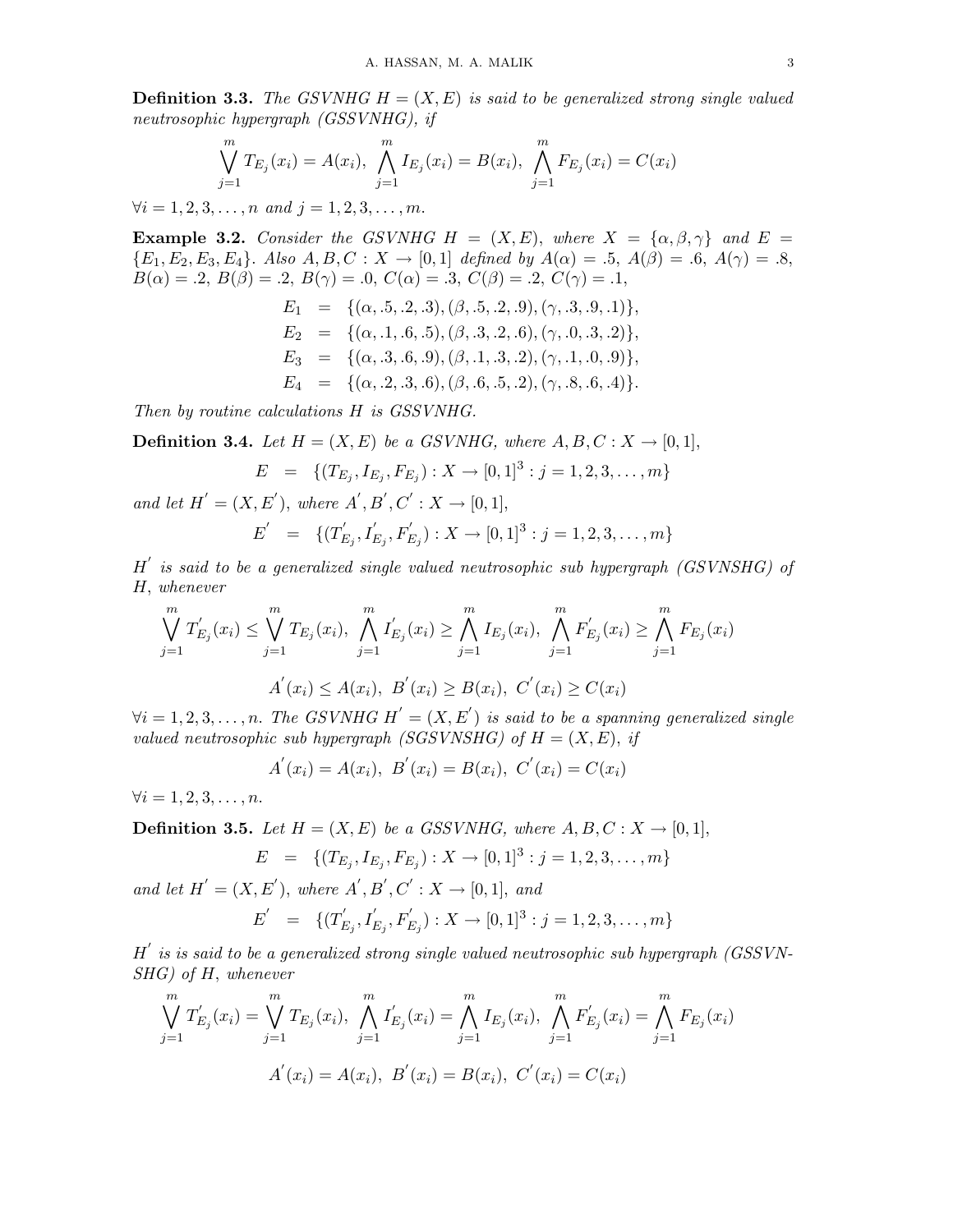**Definition 3.3.** *The GSVNHG $H = (X, E)$ is said to be generalized strong single valued neutrosophic hypergraph (GSSVNHG), if*

$$\bigvee_{j=1}^{m} T_{E_j}(x_i) = A(x_i), \ \bigwedge_{j=1}^{m} I_{E_j}(x_i) = B(x_i), \ \bigwedge_{j=1}^{m} F_{E_j}(x_i) = C(x_i)$$

*$\forall i = 1, 2, 3, \ldots, n$ and $j = 1, 2, 3, \ldots, m$.*

**Example 3.2.** *Consider the GSVNHG $H = (X, E)$, where $X = \{\alpha, \beta, \gamma\}$ and $E = \{E_1, E_2, E_3, E_4\}$. Also $A, B, C : X \to [0, 1]$ defined by $A(\alpha) = .5$, $A(\beta) = .6$, $A(\gamma) = .8$, $B(\alpha) = .2$, $B(\beta) = .2$, $B(\gamma) = .0$, $C(\alpha) = .3$, $C(\beta) = .2$, $C(\gamma) = .1$,*

$$\begin{aligned}
E_1 &= \{(\alpha, .5, .2, .3), (\beta, .5, .2, .9), (\gamma, .3, .9, .1)\}, \\
E_2 &= \{(\alpha, .1, .6, .5), (\beta, .3, .2, .6), (\gamma, .0, .3, .2)\}, \\
E_3 &= \{(\alpha, .3, .6, .9), (\beta, .1, .3, .2), (\gamma, .1, .0, .9)\}, \\
E_4 &= \{(\alpha, .2, .3, .6), (\beta, .6, .5, .2), (\gamma, .8, .6, .4)\}.
\end{aligned}$$

*Then by routine calculations $H$ is GSSVNHG.*

**Definition 3.4.** *Let $H = (X, E)$ be a GSVNHG, where $A, B, C : X \to [0, 1]$,*

$$E = \{(T_{E_j}, I_{E_j}, F_{E_j}) : X \to [0, 1]^3 : j = 1, 2, 3, \ldots, m\}$$

*and let $H' = (X, E')$, where $A', B', C' : X \to [0, 1]$,*

$$E' = \{(T'_{E_j}, I'_{E_j}, F'_{E_j}) : X \to [0, 1]^3 : j = 1, 2, 3, \ldots, m\}$$

*$H'$ is said to be a generalized single valued neutrosophic sub hypergraph (GSVNSHG) of $H$, whenever*

$$\bigvee_{j=1}^{m} T'_{E_j}(x_i) \leq \bigvee_{j=1}^{m} T_{E_j}(x_i), \ \bigwedge_{j=1}^{m} I'_{E_j}(x_i) \geq \bigwedge_{j=1}^{m} I_{E_j}(x_i), \ \bigwedge_{j=1}^{m} F'_{E_j}(x_i) \geq \bigwedge_{j=1}^{m} F_{E_j}(x_i)$$

$$A'(x_i) \leq A(x_i), \ B'(x_i) \geq B(x_i), \ C'(x_i) \geq C(x_i)$$

*$\forall i = 1, 2, 3, \ldots, n$. The GSVNHG $H' = (X, E')$ is said to be a spanning generalized single valued neutrosophic sub hypergraph (SGSVNSHG) of $H = (X, E)$, if*

$$A'(x_i) = A(x_i), \ B'(x_i) = B(x_i), \ C'(x_i) = C(x_i)$$

*$\forall i = 1, 2, 3, \ldots, n$.*

**Definition 3.5.** *Let $H = (X, E)$ be a GSSVNHG, where $A, B, C : X \to [0, 1]$,*

$$E = \{(T_{E_j}, I_{E_j}, F_{E_j}) : X \to [0, 1]^3 : j = 1, 2, 3, \ldots, m\}$$

*and let $H' = (X, E')$, where $A', B', C' : X \to [0, 1]$, and*

$$E' = \{(T'_{E_j}, I'_{E_j}, F'_{E_j}) : X \to [0, 1]^3 : j = 1, 2, 3, \ldots, m\}$$

*$H'$ is is said to be a generalized strong single valued neutrosophic sub hypergraph (GSSVNSHG) of $H$, whenever*

$$\bigvee_{j=1}^{m} T'_{E_j}(x_i) = \bigvee_{j=1}^{m} T_{E_j}(x_i), \ \bigwedge_{j=1}^{m} I'_{E_j}(x_i) = \bigwedge_{j=1}^{m} I_{E_j}(x_i), \ \bigwedge_{j=1}^{m} F'_{E_j}(x_i) = \bigwedge_{j=1}^{m} F_{E_j}(x_i)$$

$$A'(x_i) = A(x_i), \ B'(x_i) = B(x_i), \ C'(x_i) = C(x_i)$$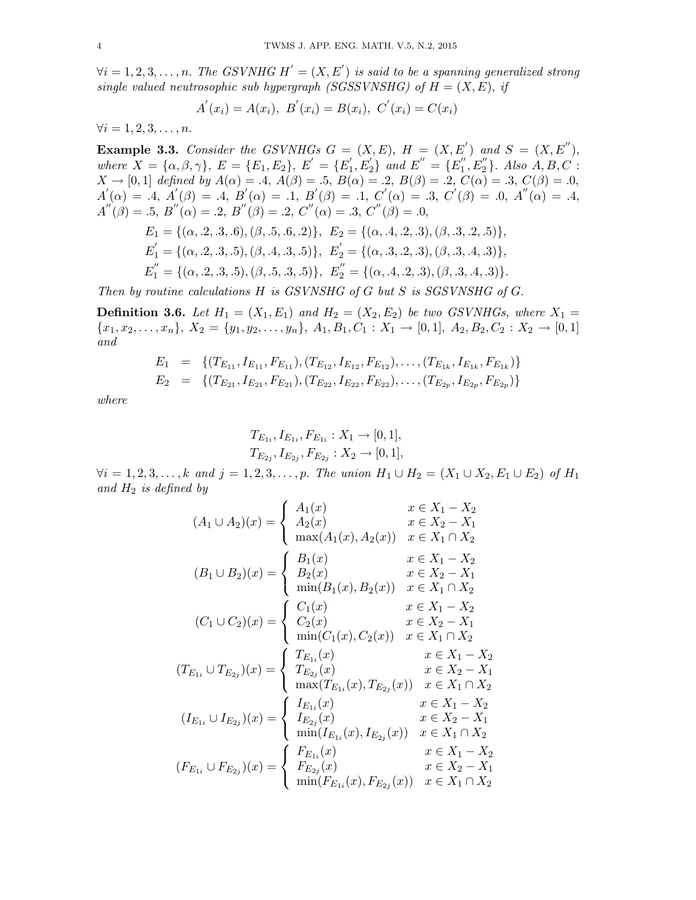$\forall i = 1, 2, 3, \ldots, n$. *The GSVNHG* $H' = (X, E')$ *is said to be a spanning generalized strong single valued neutrosophic sub hypergraph (SGSSVNSHG) of* $H = (X, E)$, *if*

$$A'(x_i) = A(x_i),\ B'(x_i) = B(x_i),\ C'(x_i) = C(x_i)$$

$\forall i = 1, 2, 3, \ldots, n$.

**Example 3.3.** *Consider the GSVNHGs* $G = (X, E)$, $H = (X, E')$ *and* $S = (X, E'')$, *where* $X = \{\alpha, \beta, \gamma\}$, $E = \{E_1, E_2\}$, $E' = \{E_1', E_2'\}$ *and* $E'' = \{E_1'', E_2''\}$. *Also* $A, B, C : X \to [0, 1]$ *defined by* $A(\alpha) = .4$, $A(\beta) = .5$, $B(\alpha) = .2$, $B(\beta) = .2$, $C(\alpha) = .3$, $C(\beta) = .0$, $A'(\alpha) = .4$, $A'(\beta) = .4$, $B'(\alpha) = .1$, $B'(\beta) = .1$, $C'(\alpha) = .3$, $C'(\beta) = .0$, $A''(\alpha) = .4$, $A''(\beta) = .5$, $B''(\alpha) = .2$, $B''(\beta) = .2$, $C''(\alpha) = .3$, $C''(\beta) = .0$,

$$E_1 = \{(\alpha, .2, .3, .6), (\beta, .5, .6, .2)\},\ E_2 = \{(\alpha, .4, .2, .3), (\beta, .3, .2, .5)\},$$
$$E_1' = \{(\alpha, .2, .3, .5), (\beta, .4, .3, .5)\},\ E_2' = \{(\alpha, .3, .2, .3), (\beta, .3, .4, .3)\},$$
$$E_1'' = \{(\alpha, .2, .3, .5), (\beta, .5, .3, .5)\},\ E_2'' = \{(\alpha, .4, .2, .3), (\beta, .3, .4, .3)\}.$$

*Then by routine calculations* $H$ *is GSVNSHG of* $G$ *but* $S$ *is SGSVNSHG of* $G$.

**Definition 3.6.** *Let* $H_1 = (X_1, E_1)$ *and* $H_2 = (X_2, E_2)$ *be two GSVNHGs, where* $X_1 = \{x_1, x_2, \ldots, x_n\}$, $X_2 = \{y_1, y_2, \ldots, y_n\}$, $A_1, B_1, C_1 : X_1 \to [0, 1]$, $A_2, B_2, C_2 : X_2 \to [0, 1]$ *and*

$$\begin{aligned}
E_1 &= \{(T_{E_{11}}, I_{E_{11}}, F_{E_{11}}), (T_{E_{12}}, I_{E_{12}}, F_{E_{12}}), \ldots, (T_{E_{1k}}, I_{E_{1k}}, F_{E_{1k}})\} \\
E_2 &= \{(T_{E_{21}}, I_{E_{21}}, F_{E_{21}}), (T_{E_{22}}, I_{E_{22}}, F_{E_{22}}), \ldots, (T_{E_{2p}}, I_{E_{2p}}, F_{E_{2p}})\}
\end{aligned}$$

*where*

$$T_{E_{1i}}, I_{E_{1i}}, F_{E_{1i}} : X_1 \to [0, 1],$$
$$T_{E_{2j}}, I_{E_{2j}}, F_{E_{2j}} : X_2 \to [0, 1],$$

$\forall i = 1, 2, 3, \ldots, k$ *and* $j = 1, 2, 3, \ldots, p$. *The union* $H_1 \cup H_2 = (X_1 \cup X_2, E_1 \cup E_2)$ *of* $H_1$ *and* $H_2$ *is defined by*

$$(A_1 \cup A_2)(x) = \begin{cases} A_1(x) & x \in X_1 - X_2 \\ A_2(x) & x \in X_2 - X_1 \\ \max(A_1(x), A_2(x)) & x \in X_1 \cap X_2 \end{cases}$$

$$(B_1 \cup B_2)(x) = \begin{cases} B_1(x) & x \in X_1 - X_2 \\ B_2(x) & x \in X_2 - X_1 \\ \min(B_1(x), B_2(x)) & x \in X_1 \cap X_2 \end{cases}$$

$$(C_1 \cup C_2)(x) = \begin{cases} C_1(x) & x \in X_1 - X_2 \\ C_2(x) & x \in X_2 - X_1 \\ \min(C_1(x), C_2(x)) & x \in X_1 \cap X_2 \end{cases}$$

$$(T_{E_{1i}} \cup T_{E_{2j}})(x) = \begin{cases} T_{E_{1i}}(x) & x \in X_1 - X_2 \\ T_{E_{2j}}(x) & x \in X_2 - X_1 \\ \max(T_{E_{1i}}(x), T_{E_{2j}}(x)) & x \in X_1 \cap X_2 \end{cases}$$

$$(I_{E_{1i}} \cup I_{E_{2j}})(x) = \begin{cases} I_{E_{1i}}(x) & x \in X_1 - X_2 \\ I_{E_{2j}}(x) & x \in X_2 - X_1 \\ \min(I_{E_{1i}}(x), I_{E_{2j}}(x)) & x \in X_1 \cap X_2 \end{cases}$$

$$(F_{E_{1i}} \cup F_{E_{2j}})(x) = \begin{cases} F_{E_{1i}}(x) & x \in X_1 - X_2 \\ F_{E_{2j}}(x) & x \in X_2 - X_1 \\ \min(F_{E_{1i}}(x), F_{E_{2j}}(x)) & x \in X_1 \cap X_2 \end{cases}$$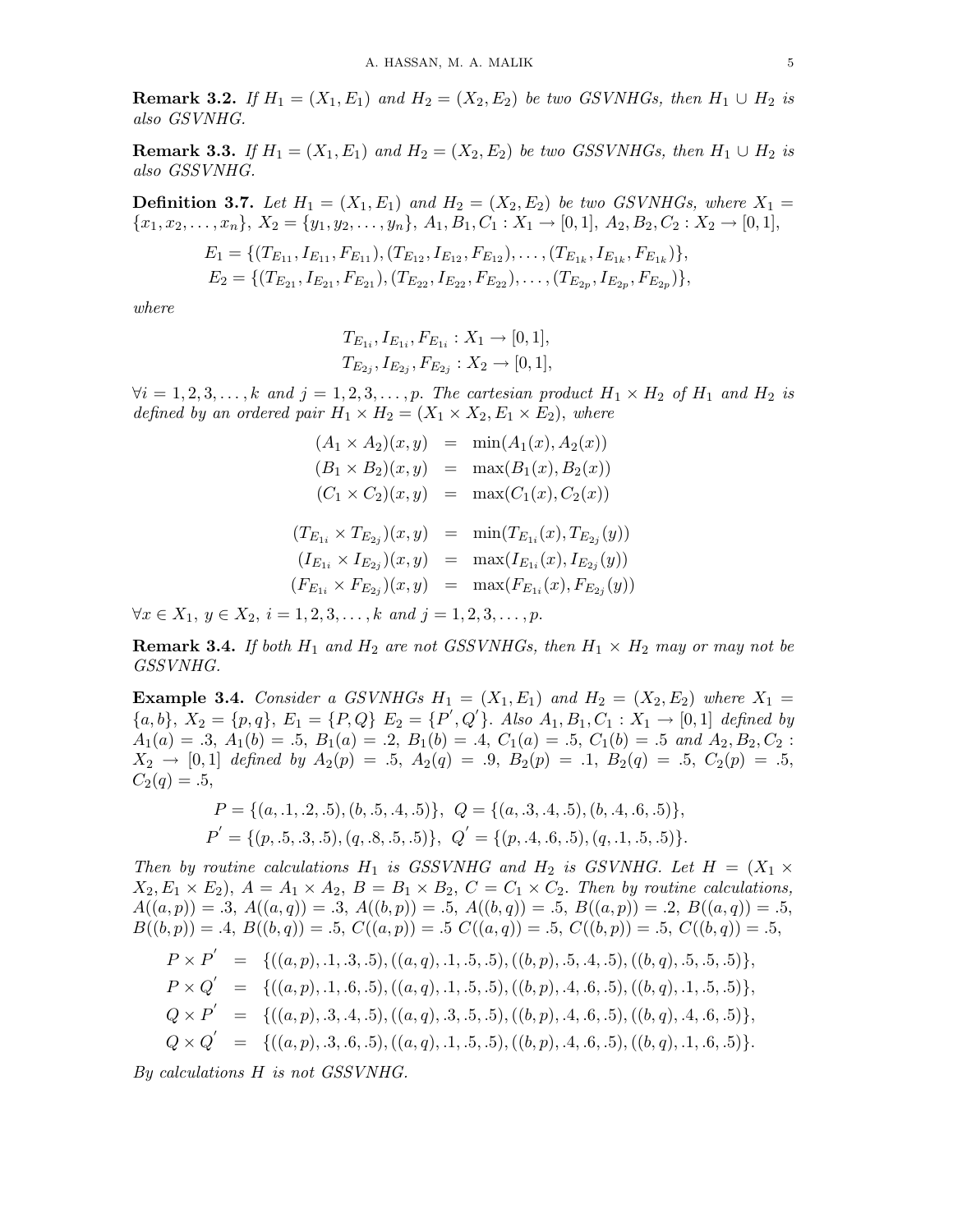**Remark 3.2.** *If $H_1 = (X_1, E_1)$ and $H_2 = (X_2, E_2)$ be two GSVNHGs, then $H_1 \cup H_2$ is also GSVNHG.*

**Remark 3.3.** *If $H_1 = (X_1, E_1)$ and $H_2 = (X_2, E_2)$ be two GSSVNHGs, then $H_1 \cup H_2$ is also GSSVNHG.*

**Definition 3.7.** *Let $H_1 = (X_1, E_1)$ and $H_2 = (X_2, E_2)$ be two GSVNHGs, where $X_1 = \{x_1, x_2, \ldots, x_n\}$, $X_2 = \{y_1, y_2, \ldots, y_n\}$, $A_1, B_1, C_1 : X_1 \to [0, 1]$, $A_2, B_2, C_2 : X_2 \to [0, 1]$,*

$$E_1 = \{(T_{E_{11}}, I_{E_{11}}, F_{E_{11}}), (T_{E_{12}}, I_{E_{12}}, F_{E_{12}}), \ldots, (T_{E_{1k}}, I_{E_{1k}}, F_{E_{1k}})\},$$
$$E_2 = \{(T_{E_{21}}, I_{E_{21}}, F_{E_{21}}), (T_{E_{22}}, I_{E_{22}}, F_{E_{22}}), \ldots, (T_{E_{2p}}, I_{E_{2p}}, F_{E_{2p}})\},$$

*where*

$$T_{E_{1i}}, I_{E_{1i}}, F_{E_{1i}} : X_1 \to [0, 1],$$
$$T_{E_{2j}}, I_{E_{2j}}, F_{E_{2j}} : X_2 \to [0, 1],$$

*$\forall i = 1, 2, 3, \ldots, k$ and $j = 1, 2, 3, \ldots, p$. The cartesian product $H_1 \times H_2$ of $H_1$ and $H_2$ is defined by an ordered pair $H_1 \times H_2 = (X_1 \times X_2, E_1 \times E_2)$, where*

$$\begin{aligned}
(A_1 \times A_2)(x, y) &= \min(A_1(x), A_2(x)) \\
(B_1 \times B_2)(x, y) &= \max(B_1(x), B_2(x)) \\
(C_1 \times C_2)(x, y) &= \max(C_1(x), C_2(x))
\end{aligned}$$

$$\begin{aligned}
(T_{E_{1i}} \times T_{E_{2j}})(x, y) &= \min(T_{E_{1i}}(x), T_{E_{2j}}(y)) \\
(I_{E_{1i}} \times I_{E_{2j}})(x, y) &= \max(I_{E_{1i}}(x), I_{E_{2j}}(y)) \\
(F_{E_{1i}} \times F_{E_{2j}})(x, y) &= \max(F_{E_{1i}}(x), F_{E_{2j}}(y))
\end{aligned}$$

*$\forall x \in X_1$, $y \in X_2$, $i = 1, 2, 3, \ldots, k$ and $j = 1, 2, 3, \ldots, p$.*

**Remark 3.4.** *If both $H_1$ and $H_2$ are not GSSVNHGs, then $H_1 \times H_2$ may or may not be GSSVNHG.*

**Example 3.4.** *Consider a GSVNHGs $H_1 = (X_1, E_1)$ and $H_2 = (X_2, E_2)$ where $X_1 = \{a, b\}$, $X_2 = \{p, q\}$, $E_1 = \{P, Q\}$ $E_2 = \{P', Q'\}$. Also $A_1, B_1, C_1 : X_1 \to [0, 1]$ defined by $A_1(a) = .3$, $A_1(b) = .5$, $B_1(a) = .2$, $B_1(b) = .4$, $C_1(a) = .5$, $C_1(b) = .5$ and $A_2, B_2, C_2 : X_2 \to [0, 1]$ defined by $A_2(p) = .5$, $A_2(q) = .9$, $B_2(p) = .1$, $B_2(q) = .5$, $C_2(p) = .5$, $C_2(q) = .5$,*

$$P = \{(a, .1, .2, .5), (b, .5, .4, .5)\}, \;\; Q = \{(a, .3, .4, .5), (b, .4, .6, .5)\},$$
$$P' = \{(p, .5, .3, .5), (q, .8, .5, .5)\}, \;\; Q' = \{(p, .4, .6, .5), (q, .1, .5, .5)\}.$$

*Then by routine calculations $H_1$ is GSSVNHG and $H_2$ is GSVNHG. Let $H = (X_1 \times X_2, E_1 \times E_2)$, $A = A_1 \times A_2$, $B = B_1 \times B_2$, $C = C_1 \times C_2$. Then by routine calculations, $A((a, p)) = .3$, $A((a, q)) = .3$, $A((b, p)) = .5$, $A((b, q)) = .5$, $B((a, p)) = .2$, $B((a, q)) = .5$, $B((b, p)) = .4$, $B((b, q)) = .5$, $C((a, p)) = .5$ $C((a, q)) = .5$, $C((b, p)) = .5$, $C((b, q)) = .5$,*

$$\begin{aligned}
P \times P' &= \{((a, p), .1, .3, .5), ((a, q), .1, .5, .5), ((b, p), .5, .4, .5), ((b, q), .5, .5, .5)\}, \\
P \times Q' &= \{((a, p), .1, .6, .5), ((a, q), .1, .5, .5), ((b, p), .4, .6, .5), ((b, q), .1, .5, .5)\}, \\
Q \times P' &= \{((a, p), .3, .4, .5), ((a, q), .3, .5, .5), ((b, p), .4, .6, .5), ((b, q), .4, .6, .5)\}, \\
Q \times Q' &= \{((a, p), .3, .6, .5), ((a, q), .1, .5, .5), ((b, p), .4, .6, .5), ((b, q), .1, .6, .5)\}.
\end{aligned}$$

*By calculations $H$ is not GSSVNHG.*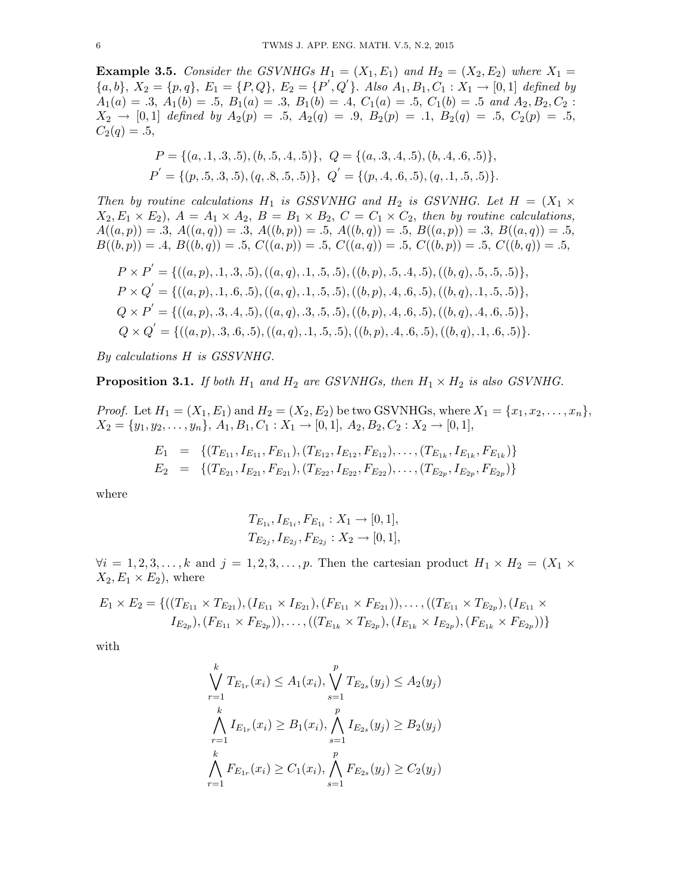**Example 3.5.** *Consider the GSVNHGs $H_1 = (X_1, E_1)$ and $H_2 = (X_2, E_2)$ where $X_1 = \{a, b\}$, $X_2 = \{p, q\}$, $E_1 = \{P, Q\}$, $E_2 = \{P', Q'\}$. Also $A_1, B_1, C_1 : X_1 \to [0, 1]$ defined by $A_1(a) = .3$, $A_1(b) = .5$, $B_1(a) = .3$, $B_1(b) = .4$, $C_1(a) = .5$, $C_1(b) = .5$ and $A_2, B_2, C_2 : X_2 \to [0, 1]$ defined by $A_2(p) = .5$, $A_2(q) = .9$, $B_2(p) = .1$, $B_2(q) = .5$, $C_2(p) = .5$, $C_2(q) = .5$,*

$$P = \{(a, .1, .3, .5), (b, .5, .4, .5)\}, \ Q = \{(a, .3, .4, .5), (b, .4, .6, .5)\},$$
$$P' = \{(p, .5, .3, .5), (q, .8, .5, .5)\}, \ Q' = \{(p, .4, .6, .5), (q, .1, .5, .5)\}.$$

*Then by routine calculations $H_1$ is GSSVNHG and $H_2$ is GSVNHG. Let $H = (X_1 \times X_2, E_1 \times E_2)$, $A = A_1 \times A_2$, $B = B_1 \times B_2$, $C = C_1 \times C_2$, then by routine calculations, $A((a, p)) = .3$, $A((a, q)) = .3$, $A((b, p)) = .5$, $A((b, q)) = .5$, $B((a, p)) = .3$, $B((a, q)) = .5$, $B((b, p)) = .4$, $B((b, q)) = .5$, $C((a, p)) = .5$, $C((a, q)) = .5$, $C((b, p)) = .5$, $C((b, q)) = .5$,*

$$P \times P' = \{((a, p), .1, .3, .5), ((a, q), .1, .5, .5), ((b, p), .5, .4, .5), ((b, q), .5, .5, .5)\},$$
$$P \times Q' = \{((a, p), .1, .6, .5), ((a, q), .1, .5, .5), ((b, p), .4, .6, .5), ((b, q), .1, .5, .5)\},$$
$$Q \times P' = \{((a, p), .3, .4, .5), ((a, q), .3, .5, .5), ((b, p), .4, .6, .5), ((b, q), .4, .6, .5)\},$$
$$Q \times Q' = \{((a, p), .3, .6, .5), ((a, q), .1, .5, .5), ((b, p), .4, .6, .5), ((b, q), .1, .6, .5)\}.$$

*By calculations $H$ is GSSVNHG.*

**Proposition 3.1.** *If both $H_1$ and $H_2$ are GSVNHGs, then $H_1 \times H_2$ is also GSVNHG.*

*Proof.* Let $H_1 = (X_1, E_1)$ and $H_2 = (X_2, E_2)$ be two GSVNHGs, where $X_1 = \{x_1, x_2, \ldots, x_n\}$, $X_2 = \{y_1, y_2, \ldots, y_n\}$, $A_1, B_1, C_1 : X_1 \to [0, 1]$, $A_2, B_2, C_2 : X_2 \to [0, 1]$,

$$\begin{aligned}
E_1 &= \{(T_{E_{11}}, I_{E_{11}}, F_{E_{11}}), (T_{E_{12}}, I_{E_{12}}, F_{E_{12}}), \ldots, (T_{E_{1k}}, I_{E_{1k}}, F_{E_{1k}})\} \\
E_2 &= \{(T_{E_{21}}, I_{E_{21}}, F_{E_{21}}), (T_{E_{22}}, I_{E_{22}}, F_{E_{22}}), \ldots, (T_{E_{2p}}, I_{E_{2p}}, F_{E_{2p}})\}
\end{aligned}$$

where

$$T_{E_{1i}}, I_{E_{1i}}, F_{E_{1i}} : X_1 \to [0, 1],$$
$$T_{E_{2j}}, I_{E_{2j}}, F_{E_{2j}} : X_2 \to [0, 1],$$

$\forall i = 1, 2, 3, \ldots, k$ and $j = 1, 2, 3, \ldots, p$. Then the cartesian product $H_1 \times H_2 = (X_1 \times X_2, E_1 \times E_2)$, where

$$E_1 \times E_2 = \{((T_{E_{11}} \times T_{E_{21}}), (I_{E_{11}} \times I_{E_{21}}), (F_{E_{11}} \times F_{E_{21}})), \ldots, ((T_{E_{11}} \times T_{E_{2p}}), (I_{E_{11}} \times I_{E_{2p}}), (F_{E_{11}} \times F_{E_{2p}})), \ldots, ((T_{E_{1k}} \times T_{E_{2p}}), (I_{E_{1k}} \times I_{E_{2p}}), (F_{E_{1k}} \times F_{E_{2p}}))\}$$

with

$$\bigvee_{r=1}^{k} T_{E_{1r}}(x_i) \leq A_1(x_i), \bigvee_{s=1}^{p} T_{E_{2s}}(y_j) \leq A_2(y_j)$$
$$\bigwedge_{r=1}^{k} I_{E_{1r}}(x_i) \geq B_1(x_i), \bigwedge_{s=1}^{p} I_{E_{2s}}(y_j) \geq B_2(y_j)$$
$$\bigwedge_{r=1}^{k} F_{E_{1r}}(x_i) \geq C_1(x_i), \bigwedge_{s=1}^{p} F_{E_{2s}}(y_j) \geq C_2(y_j)$$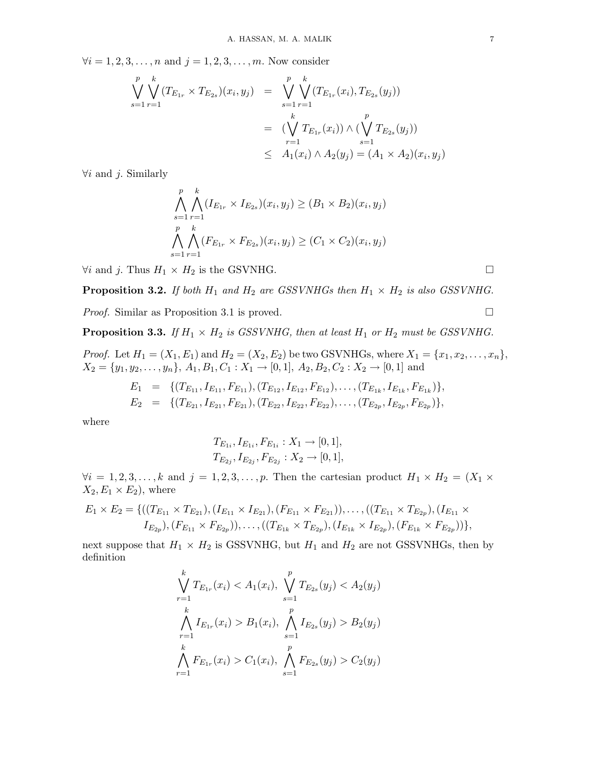$\forall i = 1, 2, 3, \ldots, n$ and $j = 1, 2, 3, \ldots, m$. Now consider

$$
\begin{aligned}
\bigvee_{s=1}^{p} \bigvee_{r=1}^{k} (T_{E_{1r}} \times T_{E_{2s}})(x_i, y_j) &= \bigvee_{s=1}^{p} \bigvee_{r=1}^{k} (T_{E_{1r}}(x_i), T_{E_{2s}}(y_j)) \\
&= (\bigvee_{r=1}^{k} T_{E_{1r}}(x_i)) \wedge (\bigvee_{s=1}^{p} T_{E_{2s}}(y_j)) \\
&\leq A_1(x_i) \wedge A_2(y_j) = (A_1 \times A_2)(x_i, y_j)
\end{aligned}
$$

$\forall i$ and $j$. Similarly

$$
\bigwedge_{s=1}^{p} \bigwedge_{r=1}^{k} (I_{E_{1r}} \times I_{E_{2s}})(x_i, y_j) \geq (B_1 \times B_2)(x_i, y_j)
$$

$$
\bigwedge_{s=1}^{p} \bigwedge_{r=1}^{k} (F_{E_{1r}} \times F_{E_{2s}})(x_i, y_j) \geq (C_1 \times C_2)(x_i, y_j)
$$

$\forall i$ and $j$. Thus $H_1 \times H_2$ is the GSVNHG. □

**Proposition 3.2.** *If both $H_1$ and $H_2$ are GSSVNHGs then $H_1 \times H_2$ is also GSSVNHG.*

*Proof.* Similar as Proposition 3.1 is proved. □

**Proposition 3.3.** *If $H_1 \times H_2$ is GSSVNHG, then at least $H_1$ or $H_2$ must be GSSVNHG.*

*Proof.* Let $H_1 = (X_1, E_1)$ and $H_2 = (X_2, E_2)$ be two GSVNHGs, where $X_1 = \{x_1, x_2, \ldots, x_n\}$, $X_2 = \{y_1, y_2, \ldots, y_n\}$, $A_1, B_1, C_1 : X_1 \to [0, 1]$, $A_2, B_2, C_2 : X_2 \to [0, 1]$ and

$$
\begin{aligned}
E_1 &= \{(T_{E_{11}}, I_{E_{11}}, F_{E_{11}}), (T_{E_{12}}, I_{E_{12}}, F_{E_{12}}), \ldots, (T_{E_{1k}}, I_{E_{1k}}, F_{E_{1k}})\}, \\
E_2 &= \{(T_{E_{21}}, I_{E_{21}}, F_{E_{21}}), (T_{E_{22}}, I_{E_{22}}, F_{E_{22}}), \ldots, (T_{E_{2p}}, I_{E_{2p}}, F_{E_{2p}})\},
\end{aligned}
$$

where

$$
\begin{aligned}
&T_{E_{1i}}, I_{E_{1i}}, F_{E_{1i}} : X_1 \to [0, 1], \\
&T_{E_{2j}}, I_{E_{2j}}, F_{E_{2j}} : X_2 \to [0, 1],
\end{aligned}
$$

$\forall i = 1, 2, 3, \ldots, k$ and $j = 1, 2, 3, \ldots, p$. Then the cartesian product $H_1 \times H_2 = (X_1 \times X_2, E_1 \times E_2)$, where

$$
E_1 \times E_2 = \{((T_{E_{11}} \times T_{E_{21}}), (I_{E_{11}} \times I_{E_{21}}), (F_{E_{11}} \times F_{E_{21}})), \ldots, ((T_{E_{11}} \times T_{E_{2p}}), (I_{E_{11}} \times I_{E_{2p}}), (F_{E_{11}} \times F_{E_{2p}})), \ldots, ((T_{E_{1k}} \times T_{E_{2p}}), (I_{E_{1k}} \times I_{E_{2p}}), (F_{E_{1k}} \times F_{E_{2p}}))\},
$$

next suppose that $H_1 \times H_2$ is GSSVNHG, but $H_1$ and $H_2$ are not GSSVNHGs, then by definition

$$
\bigvee_{r=1}^{k} T_{E_{1r}}(x_i) < A_1(x_i), \ \bigvee_{s=1}^{p} T_{E_{2s}}(y_j) < A_2(y_j)
$$

$$
\bigwedge_{r=1}^{k} I_{E_{1r}}(x_i) > B_1(x_i), \ \bigwedge_{s=1}^{p} I_{E_{2s}}(y_j) > B_2(y_j)
$$

$$
\bigwedge_{r=1}^{k} F_{E_{1r}}(x_i) > C_1(x_i), \ \bigwedge_{s=1}^{p} F_{E_{2s}}(y_j) > C_2(y_j)
$$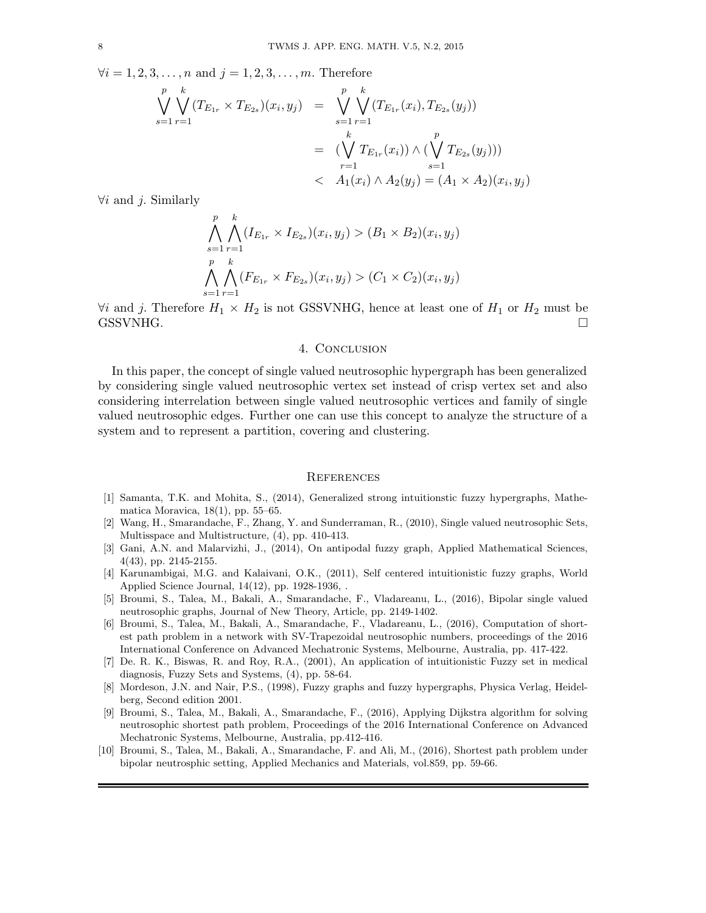$\forall i = 1, 2, 3, \ldots, n$ and $j = 1, 2, 3, \ldots, m$. Therefore

$$
\begin{aligned}
\bigvee_{s=1}^{p} \bigvee_{r=1}^{k} (T_{E_{1r}} \times T_{E_{2s}})(x_i, y_j) &= \bigvee_{s=1}^{p} \bigvee_{r=1}^{k} (T_{E_{1r}}(x_i), T_{E_{2s}}(y_j)) \\
&= (\bigvee_{r=1}^{k} T_{E_{1r}}(x_i)) \wedge (\bigvee_{s=1}^{p} T_{E_{2s}}(y_j))) \\
&< A_1(x_i) \wedge A_2(y_j) = (A_1 \times A_2)(x_i, y_j)
\end{aligned}
$$

$\forall i$ and $j$. Similarly

$$
\bigwedge_{s=1}^{p} \bigwedge_{r=1}^{k} (I_{E_{1r}} \times I_{E_{2s}})(x_i, y_j) > (B_1 \times B_2)(x_i, y_j)
$$

$$
\bigwedge_{s=1}^{p} \bigwedge_{r=1}^{k} (F_{E_{1r}} \times F_{E_{2s}})(x_i, y_j) > (C_1 \times C_2)(x_i, y_j)
$$

$\forall i$ and $j$. Therefore $H_1 \times H_2$ is not GSSVNHG, hence at least one of $H_1$ or $H_2$ must be GSSVNHG. □

## 4. Conclusion

In this paper, the concept of single valued neutrosophic hypergraph has been generalized by considering single valued neutrosophic vertex set instead of crisp vertex set and also considering interrelation between single valued neutrosophic vertices and family of single valued neutrosophic edges. Further one can use this concept to analyze the structure of a system and to represent a partition, covering and clustering.

## References

[1] Samanta, T.K. and Mohita, S., (2014), Generalized strong intuitionstic fuzzy hypergraphs, Mathematica Moravica, 18(1), pp. 55–65.

[2] Wang, H., Smarandache, F., Zhang, Y. and Sunderraman, R., (2010), Single valued neutrosophic Sets, Multisspace and Multistructure, (4), pp. 410-413.

[3] Gani, A.N. and Malarvizhi, J., (2014), On antipodal fuzzy graph, Applied Mathematical Sciences, 4(43), pp. 2145-2155.

[4] Karunambigai, M.G. and Kalaivani, O.K., (2011), Self centered intuitionistic fuzzy graphs, World Applied Science Journal, 14(12), pp. 1928-1936, .

[5] Broumi, S., Talea, M., Bakali, A., Smarandache, F., Vladareanu, L., (2016), Bipolar single valued neutrosophic graphs, Journal of New Theory, Article, pp. 2149-1402.

[6] Broumi, S., Talea, M., Bakali, A., Smarandache, F., Vladareanu, L., (2016), Computation of shortest path problem in a network with SV-Trapezoidal neutrosophic numbers, proceedings of the 2016 International Conference on Advanced Mechatronic Systems, Melbourne, Australia, pp. 417-422.

[7] De. R. K., Biswas, R. and Roy, R.A., (2001), An application of intuitionistic Fuzzy set in medical diagnosis, Fuzzy Sets and Systems, (4), pp. 58-64.

[8] Mordeson, J.N. and Nair, P.S., (1998), Fuzzy graphs and fuzzy hypergraphs, Physica Verlag, Heidelberg, Second edition 2001.

[9] Broumi, S., Talea, M., Bakali, A., Smarandache, F., (2016), Applying Dijkstra algorithm for solving neutrosophic shortest path problem, Proceedings of the 2016 International Conference on Advanced Mechatronic Systems, Melbourne, Australia, pp.412-416.

[10] Broumi, S., Talea, M., Bakali, A., Smarandache, F. and Ali, M., (2016), Shortest path problem under bipolar neutrosphic setting, Applied Mechanics and Materials, vol.859, pp. 59-66.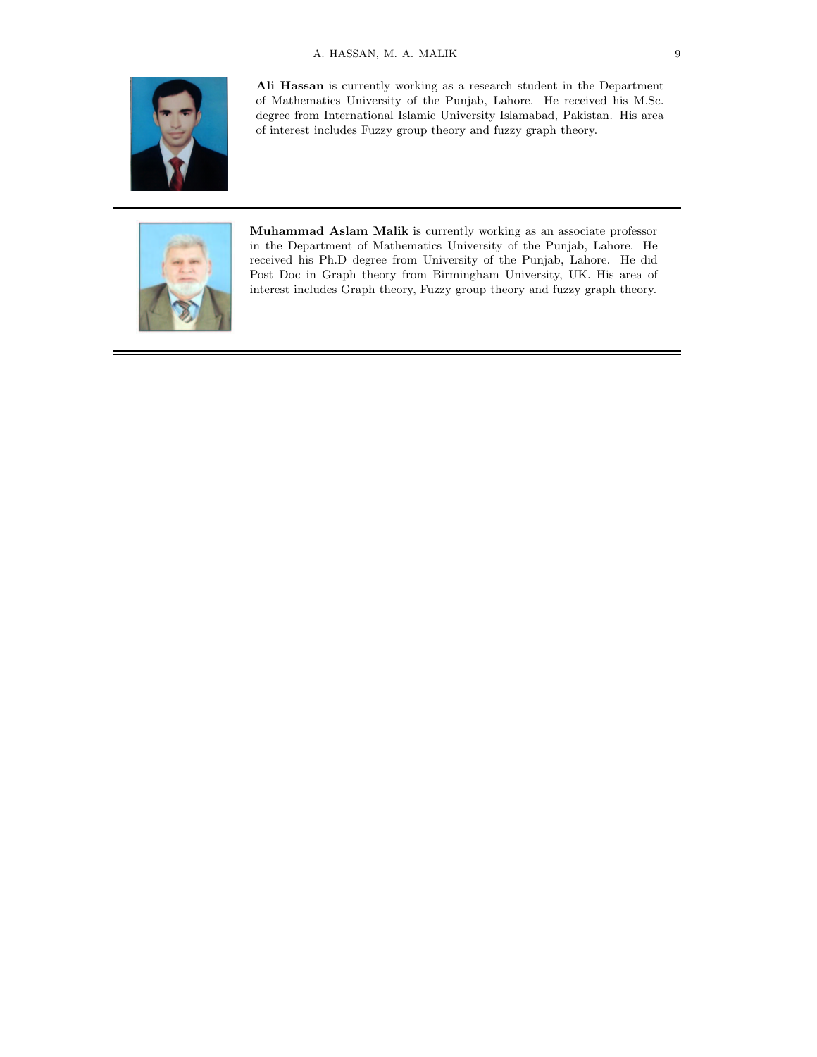**Ali Hassan** is currently working as a research student in the Department of Mathematics University of the Punjab, Lahore. He received his M.Sc. degree from International Islamic University Islamabad, Pakistan. His area of interest includes Fuzzy group theory and fuzzy graph theory.

---

**Muhammad Aslam Malik** is currently working as an associate professor in the Department of Mathematics University of the Punjab, Lahore. He received his Ph.D degree from University of the Punjab, Lahore. He did Post Doc in Graph theory from Birmingham University, UK. His area of interest includes Graph theory, Fuzzy group theory and fuzzy graph theory.